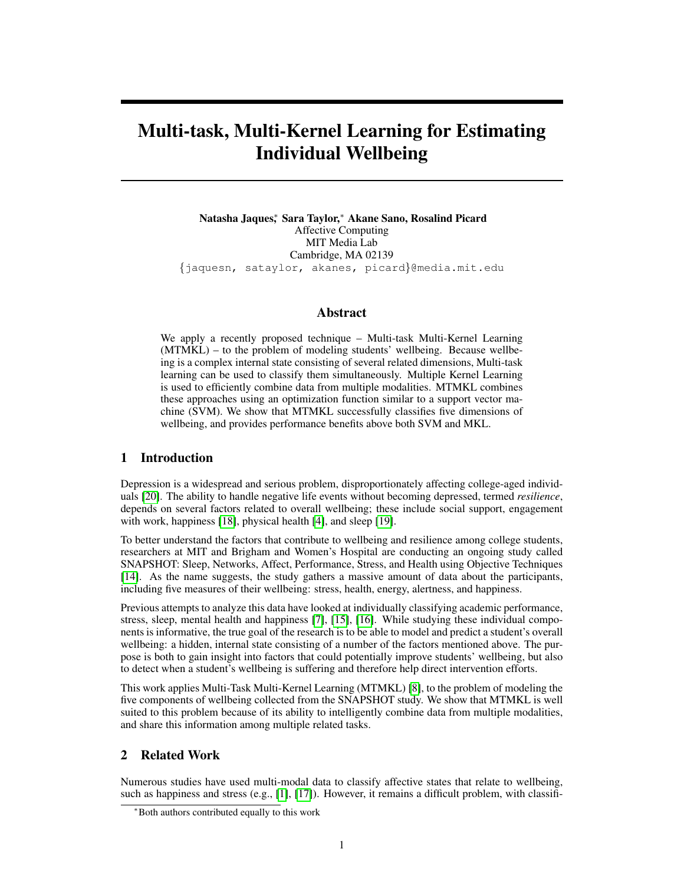# Multi-task, Multi-Kernel Learning for Estimating Individual Wellbeing

**Natasha Jaques,\* Sara Taylor,\* Akane Sano, Rosalind Picard**
Affective Computing
MIT Media Lab
Cambridge, MA 02139
{jaquesn, sataylor, akanes, picard}@media.mit.edu

## Abstract

We apply a recently proposed technique – Multi-task Multi-Kernel Learning (MTMKL) – to the problem of modeling students' wellbeing. Because wellbeing is a complex internal state consisting of several related dimensions, Multi-task learning can be used to classify them simultaneously. Multiple Kernel Learning is used to efficiently combine data from multiple modalities. MTMKL combines these approaches using an optimization function similar to a support vector machine (SVM). We show that MTMKL successfully classifies five dimensions of wellbeing, and provides performance benefits above both SVM and MKL.

## 1 Introduction

Depression is a widespread and serious problem, disproportionately affecting college-aged individuals [20]. The ability to handle negative life events without becoming depressed, termed *resilience*, depends on several factors related to overall wellbeing; these include social support, engagement with work, happiness [18], physical health [4], and sleep [19].

To better understand the factors that contribute to wellbeing and resilience among college students, researchers at MIT and Brigham and Women's Hospital are conducting an ongoing study called SNAPSHOT: Sleep, Networks, Affect, Performance, Stress, and Health using Objective Techniques [14]. As the name suggests, the study gathers a massive amount of data about the participants, including five measures of their wellbeing: stress, health, energy, alertness, and happiness.

Previous attempts to analyze this data have looked at individually classifying academic performance, stress, sleep, mental health and happiness [7], [15], [16]. While studying these individual components is informative, the true goal of the research is to be able to model and predict a student's overall wellbeing: a hidden, internal state consisting of a number of the factors mentioned above. The purpose is both to gain insight into factors that could potentially improve students' wellbeing, but also to detect when a student's wellbeing is suffering and therefore help direct intervention efforts.

This work applies Multi-Task Multi-Kernel Learning (MTMKL) [8], to the problem of modeling the five components of wellbeing collected from the SNAPSHOT study. We show that MTMKL is well suited to this problem because of its ability to intelligently combine data from multiple modalities, and share this information among multiple related tasks.

## 2 Related Work

Numerous studies have used multi-modal data to classify affective states that relate to wellbeing, such as happiness and stress (e.g., [1], [17]). However, it remains a difficult problem, with classifi-

\*Both authors contributed equally to this work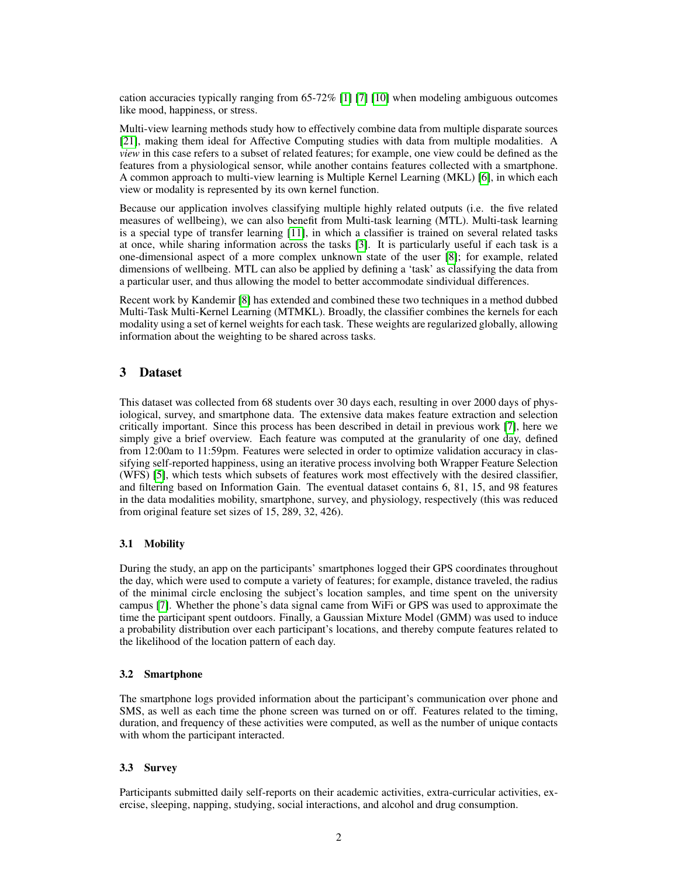cation accuracies typically ranging from 65-72% [1] [7] [10] when modeling ambiguous outcomes like mood, happiness, or stress.

Multi-view learning methods study how to effectively combine data from multiple disparate sources [21], making them ideal for Affective Computing studies with data from multiple modalities. A *view* in this case refers to a subset of related features; for example, one view could be defined as the features from a physiological sensor, while another contains features collected with a smartphone. A common approach to multi-view learning is Multiple Kernel Learning (MKL) [6], in which each view or modality is represented by its own kernel function.

Because our application involves classifying multiple highly related outputs (i.e. the five related measures of wellbeing), we can also benefit from Multi-task learning (MTL). Multi-task learning is a special type of transfer learning [11], in which a classifier is trained on several related tasks at once, while sharing information across the tasks [3]. It is particularly useful if each task is a one-dimensional aspect of a more complex unknown state of the user [8]; for example, related dimensions of wellbeing. MTL can also be applied by defining a 'task' as classifying the data from a particular user, and thus allowing the model to better accommodate sindividual differences.

Recent work by Kandemir [8] has extended and combined these two techniques in a method dubbed Multi-Task Multi-Kernel Learning (MTMKL). Broadly, the classifier combines the kernels for each modality using a set of kernel weights for each task. These weights are regularized globally, allowing information about the weighting to be shared across tasks.

## 3 Dataset

This dataset was collected from 68 students over 30 days each, resulting in over 2000 days of physiological, survey, and smartphone data. The extensive data makes feature extraction and selection critically important. Since this process has been described in detail in previous work [7], here we simply give a brief overview. Each feature was computed at the granularity of one day, defined from 12:00am to 11:59pm. Features were selected in order to optimize validation accuracy in classifying self-reported happiness, using an iterative process involving both Wrapper Feature Selection (WFS) [5], which tests which subsets of features work most effectively with the desired classifier, and filtering based on Information Gain. The eventual dataset contains 6, 81, 15, and 98 features in the data modalities mobility, smartphone, survey, and physiology, respectively (this was reduced from original feature set sizes of 15, 289, 32, 426).

### 3.1 Mobility

During the study, an app on the participants' smartphones logged their GPS coordinates throughout the day, which were used to compute a variety of features; for example, distance traveled, the radius of the minimal circle enclosing the subject's location samples, and time spent on the university campus [7]. Whether the phone's data signal came from WiFi or GPS was used to approximate the time the participant spent outdoors. Finally, a Gaussian Mixture Model (GMM) was used to induce a probability distribution over each participant's locations, and thereby compute features related to the likelihood of the location pattern of each day.

### 3.2 Smartphone

The smartphone logs provided information about the participant's communication over phone and SMS, as well as each time the phone screen was turned on or off. Features related to the timing, duration, and frequency of these activities were computed, as well as the number of unique contacts with whom the participant interacted.

### 3.3 Survey

Participants submitted daily self-reports on their academic activities, extra-curricular activities, exercise, sleeping, napping, studying, social interactions, and alcohol and drug consumption.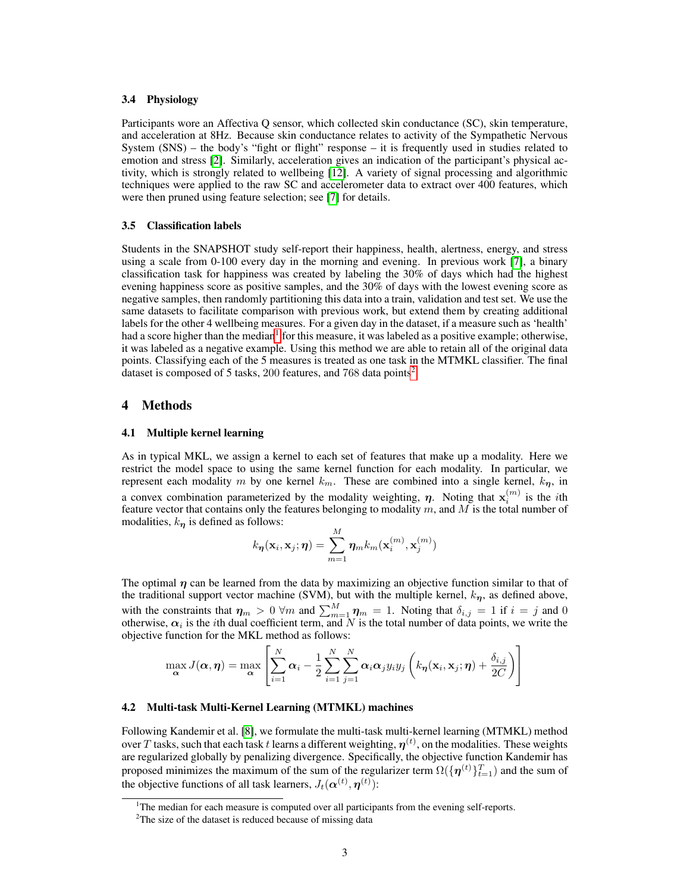### 3.4 Physiology

Participants wore an Affectiva Q sensor, which collected skin conductance (SC), skin temperature, and acceleration at 8Hz. Because skin conductance relates to activity of the Sympathetic Nervous System (SNS) – the body's "fight or flight" response – it is frequently used in studies related to emotion and stress [2]. Similarly, acceleration gives an indication of the participant's physical activity, which is strongly related to wellbeing [12]. A variety of signal processing and algorithmic techniques were applied to the raw SC and accelerometer data to extract over 400 features, which were then pruned using feature selection; see [7] for details.

### 3.5 Classification labels

Students in the SNAPSHOT study self-report their happiness, health, alertness, energy, and stress using a scale from 0-100 every day in the morning and evening. In previous work [7], a binary classification task for happiness was created by labeling the 30% of days which had the highest evening happiness score as positive samples, and the 30% of days with the lowest evening score as negative samples, then randomly partitioning this data into a train, validation and test set. We use the same datasets to facilitate comparison with previous work, but extend them by creating additional labels for the other 4 wellbeing measures. For a given day in the dataset, if a measure such as 'health' had a score higher than the median[1] for this measure, it was labeled as a positive example; otherwise, it was labeled as a negative example. Using this method we are able to retain all of the original data points. Classifying each of the 5 measures is treated as one task in the MTMKL classifier. The final dataset is composed of 5 tasks, 200 features, and 768 data points[2].

## 4 Methods

### 4.1 Multiple kernel learning

As in typical MKL, we assign a kernel to each set of features that make up a modality. Here we restrict the model space to using the same kernel function for each modality. In particular, we represent each modality $m$ by one kernel $k_m$. These are combined into a single kernel, $k_{\boldsymbol{\eta}}$, in a convex combination parameterized by the modality weighting, $\boldsymbol{\eta}$. Noting that $\mathbf{x}_i^{(m)}$ is the $i$th feature vector that contains only the features belonging to modality $m$, and $M$ is the total number of modalities, $k_{\boldsymbol{\eta}}$ is defined as follows:

$$k_{\boldsymbol{\eta}}(\mathbf{x}_i, \mathbf{x}_j; \boldsymbol{\eta}) = \sum_{m=1}^{M} \boldsymbol{\eta}_m k_m(\mathbf{x}_i^{(m)}, \mathbf{x}_j^{(m)})$$

The optimal $\boldsymbol{\eta}$ can be learned from the data by maximizing an objective function similar to that of the traditional support vector machine (SVM), but with the multiple kernel, $k_{\boldsymbol{\eta}}$, as defined above, with the constraints that $\boldsymbol{\eta}_m > 0 \ \forall m$ and $\sum_{m=1}^{M} \boldsymbol{\eta}_m = 1$. Noting that $\delta_{i,j} = 1$ if $i = j$ and 0 otherwise, $\boldsymbol{\alpha}_i$ is the $i$th dual coefficient term, and $N$ is the total number of data points, we write the objective function for the MKL method as follows:

$$\max_{\boldsymbol{\alpha}} J(\boldsymbol{\alpha}, \boldsymbol{\eta}) = \max_{\boldsymbol{\alpha}} \left[ \sum_{i=1}^{N} \boldsymbol{\alpha}_i - \frac{1}{2} \sum_{i=1}^{N} \sum_{j=1}^{N} \boldsymbol{\alpha}_i \boldsymbol{\alpha}_j y_i y_j \left( k_{\boldsymbol{\eta}}(\mathbf{x}_i, \mathbf{x}_j; \boldsymbol{\eta}) + \frac{\delta_{i,j}}{2C} \right) \right]$$

### 4.2 Multi-task Multi-Kernel Learning (MTMKL) machines

Following Kandemir et al. [8], we formulate the multi-task multi-kernel learning (MTMKL) method over $T$ tasks, such that each task $t$ learns a different weighting, $\boldsymbol{\eta}^{(t)}$, on the modalities. These weights are regularized globally by penalizing divergence. Specifically, the objective function Kandemir has proposed minimizes the maximum of the sum of the regularizer term $\Omega(\{\boldsymbol{\eta}^{(t)}\}_{t=1}^{T})$ and the sum of the objective functions of all task learners, $J_t(\boldsymbol{\alpha}^{(t)}, \boldsymbol{\eta}^{(t)})$:

[1] The median for each measure is computed over all participants from the evening self-reports.

[2] The size of the dataset is reduced because of missing data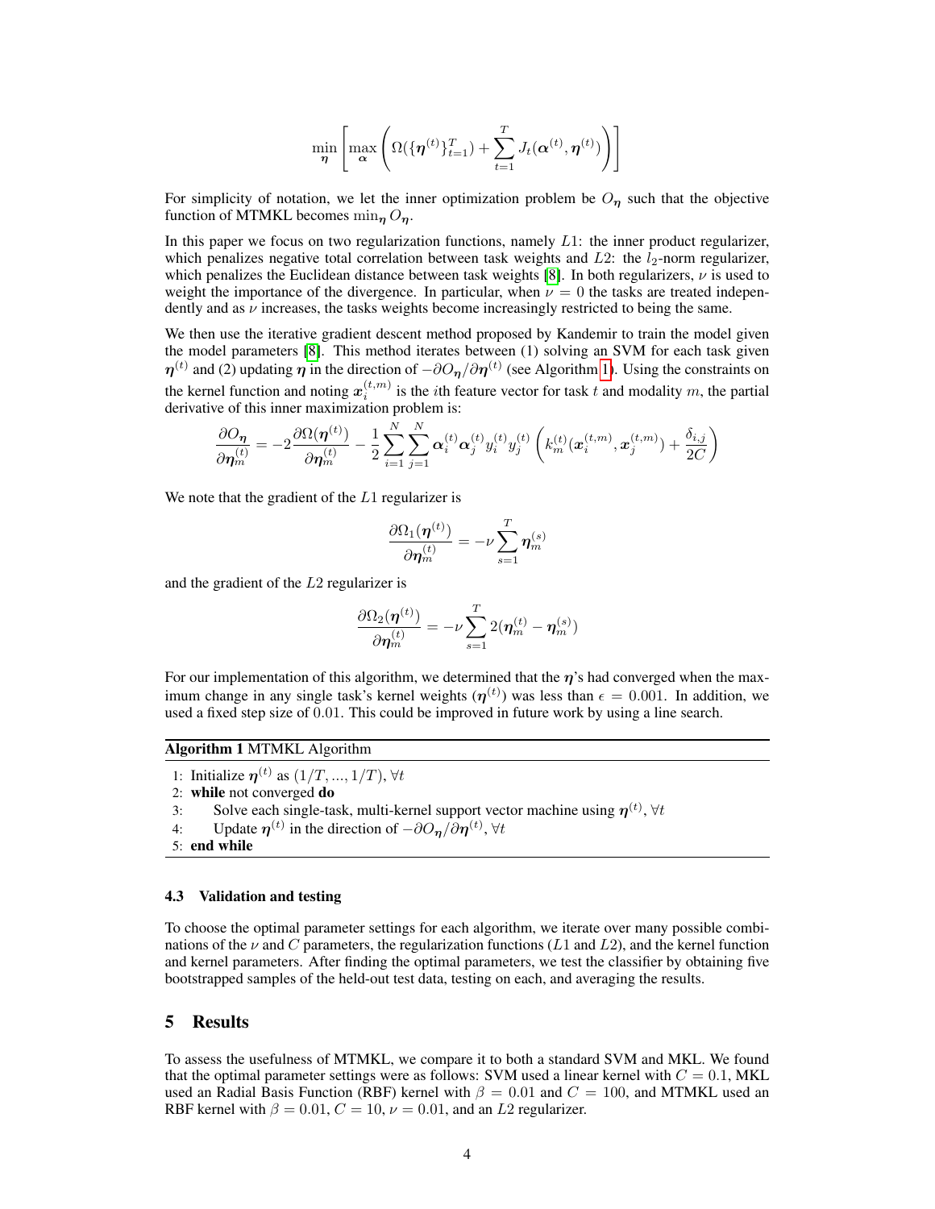$$\min_{\boldsymbol{\eta}} \left[ \max_{\boldsymbol{\alpha}} \left( \Omega(\{\boldsymbol{\eta}^{(t)}\}_{t=1}^{T}) + \sum_{t=1}^{T} J_t(\boldsymbol{\alpha}^{(t)}, \boldsymbol{\eta}^{(t)}) \right) \right]$$

For simplicity of notation, we let the inner optimization problem be $O_{\boldsymbol{\eta}}$ such that the objective function of MTMKL becomes $\min_{\boldsymbol{\eta}} O_{\boldsymbol{\eta}}$.

In this paper we focus on two regularization functions, namely $L1$: the inner product regularizer, which penalizes negative total correlation between task weights and $L2$: the $l_2$-norm regularizer, which penalizes the Euclidean distance between task weights [8]. In both regularizers, $\nu$ is used to weight the importance of the divergence. In particular, when $\nu = 0$ the tasks are treated independently and as $\nu$ increases, the tasks weights become increasingly restricted to being the same.

We then use the iterative gradient descent method proposed by Kandemir to train the model given the model parameters [8]. This method iterates between (1) solving an SVM for each task given $\boldsymbol{\eta}^{(t)}$ and (2) updating $\boldsymbol{\eta}$ in the direction of $-\partial O_{\boldsymbol{\eta}} / \partial \boldsymbol{\eta}^{(t)}$ (see Algorithm 1). Using the constraints on the kernel function and noting $\boldsymbol{x}_i^{(t,m)}$ is the $i$th feature vector for task $t$ and modality $m$, the partial derivative of this inner maximization problem is:

$$\frac{\partial O_{\boldsymbol{\eta}}}{\partial \boldsymbol{\eta}_m^{(t)}} = -2 \frac{\partial \Omega(\boldsymbol{\eta}^{(t)})}{\partial \boldsymbol{\eta}_m^{(t)}} - \frac{1}{2} \sum_{i=1}^{N} \sum_{j=1}^{N} \boldsymbol{\alpha}_i^{(t)} \boldsymbol{\alpha}_j^{(t)} y_i^{(t)} y_j^{(t)} \left( k_m^{(t)}(\boldsymbol{x}_i^{(t,m)}, \boldsymbol{x}_j^{(t,m)}) + \frac{\delta_{i,j}}{2C} \right)$$

We note that the gradient of the $L1$ regularizer is

$$\frac{\partial \Omega_1(\boldsymbol{\eta}^{(t)})}{\partial \boldsymbol{\eta}_m^{(t)}} = -\nu \sum_{s=1}^{T} \boldsymbol{\eta}_m^{(s)}$$

and the gradient of the $L2$ regularizer is

$$\frac{\partial \Omega_2(\boldsymbol{\eta}^{(t)})}{\partial \boldsymbol{\eta}_m^{(t)}} = -\nu \sum_{s=1}^{T} 2(\boldsymbol{\eta}_m^{(t)} - \boldsymbol{\eta}_m^{(s)})$$

For our implementation of this algorithm, we determined that the $\boldsymbol{\eta}$'s had converged when the maximum change in any single task's kernel weights ($\boldsymbol{\eta}^{(t)}$) was less than $\epsilon = 0.001$. In addition, we used a fixed step size of 0.01. This could be improved in future work by using a line search.

**Algorithm 1** MTMKL Algorithm

```
1: Initialize η^(t) as (1/T, ..., 1/T), ∀t
2: while not converged do
3:     Solve each single-task, multi-kernel support vector machine using η^(t), ∀t
4:     Update η^(t) in the direction of −∂O_η/∂η^(t), ∀t
5: end while
```

### 4.3 Validation and testing

To choose the optimal parameter settings for each algorithm, we iterate over many possible combinations of the $\nu$ and $C$ parameters, the regularization functions ($L1$ and $L2$), and the kernel function and kernel parameters. After finding the optimal parameters, we test the classifier by obtaining five bootstrapped samples of the held-out test data, testing on each, and averaging the results.

## 5 Results

To assess the usefulness of MTMKL, we compare it to both a standard SVM and MKL. We found that the optimal parameter settings were as follows: SVM used a linear kernel with $C = 0.1$, MKL used an Radial Basis Function (RBF) kernel with $\beta = 0.01$ and $C = 100$, and MTMKL used an RBF kernel with $\beta = 0.01$, $C = 10$, $\nu = 0.01$, and an $L2$ regularizer.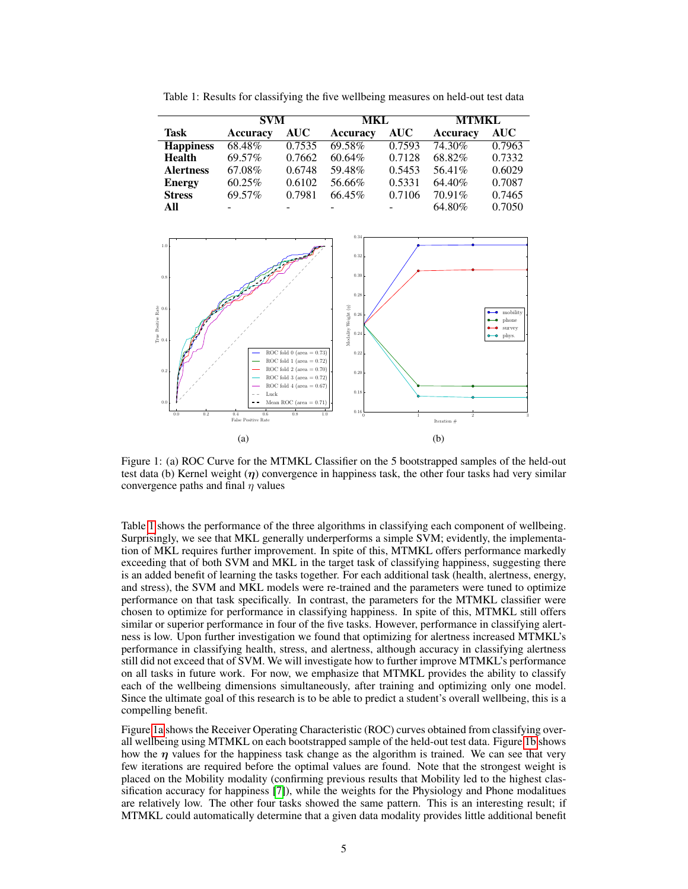Table 1: Results for classifying the five wellbeing measures on held-out test data

| | SVM | | MKL | | MTMKL | |
|---|---|---|---|---|---|---|
| **Task** | **Accuracy** | **AUC** | **Accuracy** | **AUC** | **Accuracy** | **AUC** |
| **Happiness** | 68.48% | 0.7535 | 69.58% | 0.7593 | 74.30% | 0.7963 |
| **Health** | 69.57% | 0.7662 | 60.64% | 0.7128 | 68.82% | 0.7332 |
| **Alertness** | 67.08% | 0.6748 | 59.48% | 0.5453 | 56.41% | 0.6029 |
| **Energy** | 60.25% | 0.6102 | 56.66% | 0.5331 | 64.40% | 0.7087 |
| **Stress** | 69.57% | 0.7981 | 66.45% | 0.7106 | 70.91% | 0.7465 |
| **All** | - | - | - | - | 64.80% | 0.7050 |

Figure 1: (a) ROC Curve for the MTMKL Classifier on the 5 bootstrapped samples of the held-out test data (b) Kernel weight ($\boldsymbol{\eta}$) convergence in happiness task, the other four tasks had very similar convergence paths and final $\eta$ values

Table 1 shows the performance of the three algorithms in classifying each component of wellbeing. Surprisingly, we see that MKL generally underperforms a simple SVM; evidently, the implementation of MKL requires further improvement. In spite of this, MTMKL offers performance markedly exceeding that of both SVM and MKL in the target task of classifying happiness, suggesting there is an added benefit of learning the tasks together. For each additional task (health, alertness, energy, and stress), the SVM and MKL models were re-trained and the parameters were tuned to optimize performance on that task specifically. In contrast, the parameters for the MTMKL classifier were chosen to optimize for performance in classifying happiness. In spite of this, MTMKL still offers similar or superior performance in four of the five tasks. However, performance in classifying alertness is low. Upon further investigation we found that optimizing for alertness increased MTMKL's performance in classifying health, stress, and alertness, although accuracy in classifying alertness still did not exceed that of SVM. We will investigate how to further improve MTMKL's performance on all tasks in future work. For now, we emphasize that MTMKL provides the ability to classify each of the wellbeing dimensions simultaneously, after training and optimizing only one model. Since the ultimate goal of this research is to be able to predict a student's overall wellbeing, this is a compelling benefit.

Figure 1a shows the Receiver Operating Characteristic (ROC) curves obtained from classifying overall wellbeing using MTMKL on each bootstrapped sample of the held-out test data. Figure 1b shows how the $\boldsymbol{\eta}$ values for the happiness task change as the algorithm is trained. We can see that very few iterations are required before the optimal values are found. Note that the strongest weight is placed on the Mobility modality (confirming previous results that Mobility led to the highest classification accuracy for happiness [7]), while the weights for the Physiology and Phone modalitues are relatively low. The other four tasks showed the same pattern. This is an interesting result; if MTMKL could automatically determine that a given data modality provides little additional benefit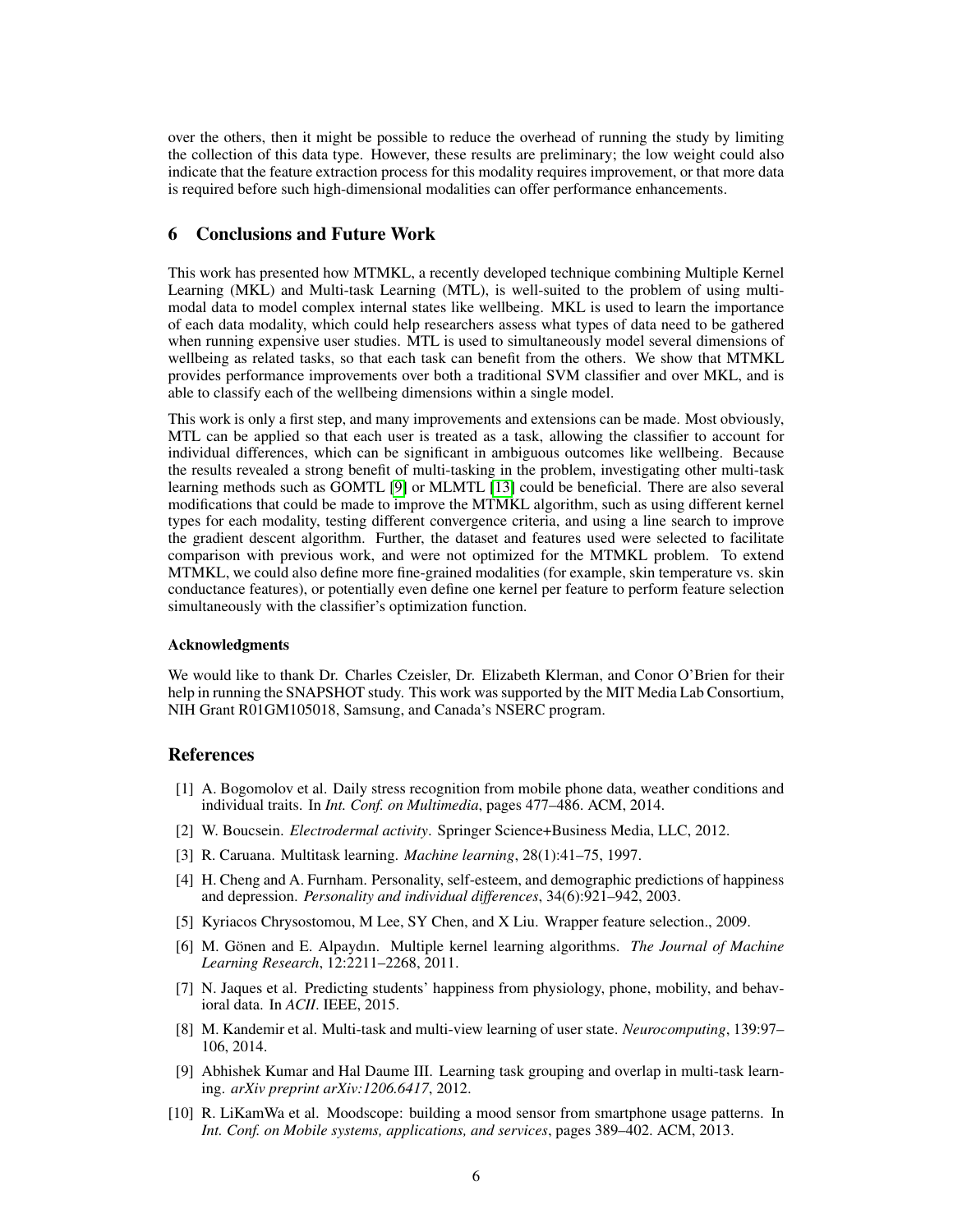over the others, then it might be possible to reduce the overhead of running the study by limiting the collection of this data type. However, these results are preliminary; the low weight could also indicate that the feature extraction process for this modality requires improvement, or that more data is required before such high-dimensional modalities can offer performance enhancements.

## 6 Conclusions and Future Work

This work has presented how MTMKL, a recently developed technique combining Multiple Kernel Learning (MKL) and Multi-task Learning (MTL), is well-suited to the problem of using multi-modal data to model complex internal states like wellbeing. MKL is used to learn the importance of each data modality, which could help researchers assess what types of data need to be gathered when running expensive user studies. MTL is used to simultaneously model several dimensions of wellbeing as related tasks, so that each task can benefit from the others. We show that MTMKL provides performance improvements over both a traditional SVM classifier and over MKL, and is able to classify each of the wellbeing dimensions within a single model.

This work is only a first step, and many improvements and extensions can be made. Most obviously, MTL can be applied so that each user is treated as a task, allowing the classifier to account for individual differences, which can be significant in ambiguous outcomes like wellbeing. Because the results revealed a strong benefit of multi-tasking in the problem, investigating other multi-task learning methods such as GOMTL [9] or MLMTL [13] could be beneficial. There are also several modifications that could be made to improve the MTMKL algorithm, such as using different kernel types for each modality, testing different convergence criteria, and using a line search to improve the gradient descent algorithm. Further, the dataset and features used were selected to facilitate comparison with previous work, and were not optimized for the MTMKL problem. To extend MTMKL, we could also define more fine-grained modalities (for example, skin temperature vs. skin conductance features), or potentially even define one kernel per feature to perform feature selection simultaneously with the classifier's optimization function.

#### Acknowledgments

We would like to thank Dr. Charles Czeisler, Dr. Elizabeth Klerman, and Conor O'Brien for their help in running the SNAPSHOT study. This work was supported by the MIT Media Lab Consortium, NIH Grant R01GM105018, Samsung, and Canada's NSERC program.

## References

[1] A. Bogomolov et al. Daily stress recognition from mobile phone data, weather conditions and individual traits. In *Int. Conf. on Multimedia*, pages 477–486. ACM, 2014.

[2] W. Boucsein. *Electrodermal activity*. Springer Science+Business Media, LLC, 2012.

[3] R. Caruana. Multitask learning. *Machine learning*, 28(1):41–75, 1997.

[4] H. Cheng and A. Furnham. Personality, self-esteem, and demographic predictions of happiness and depression. *Personality and individual differences*, 34(6):921–942, 2003.

[5] Kyriacos Chrysostomou, M Lee, SY Chen, and X Liu. Wrapper feature selection., 2009.

[6] M. Gönen and E. Alpaydın. Multiple kernel learning algorithms. *The Journal of Machine Learning Research*, 12:2211–2268, 2011.

[7] N. Jaques et al. Predicting students' happiness from physiology, phone, mobility, and behavioral data. In *ACII*. IEEE, 2015.

[8] M. Kandemir et al. Multi-task and multi-view learning of user state. *Neurocomputing*, 139:97–106, 2014.

[9] Abhishek Kumar and Hal Daume III. Learning task grouping and overlap in multi-task learning. *arXiv preprint arXiv:1206.6417*, 2012.

[10] R. LiKamWa et al. Moodscope: building a mood sensor from smartphone usage patterns. In *Int. Conf. on Mobile systems, applications, and services*, pages 389–402. ACM, 2013.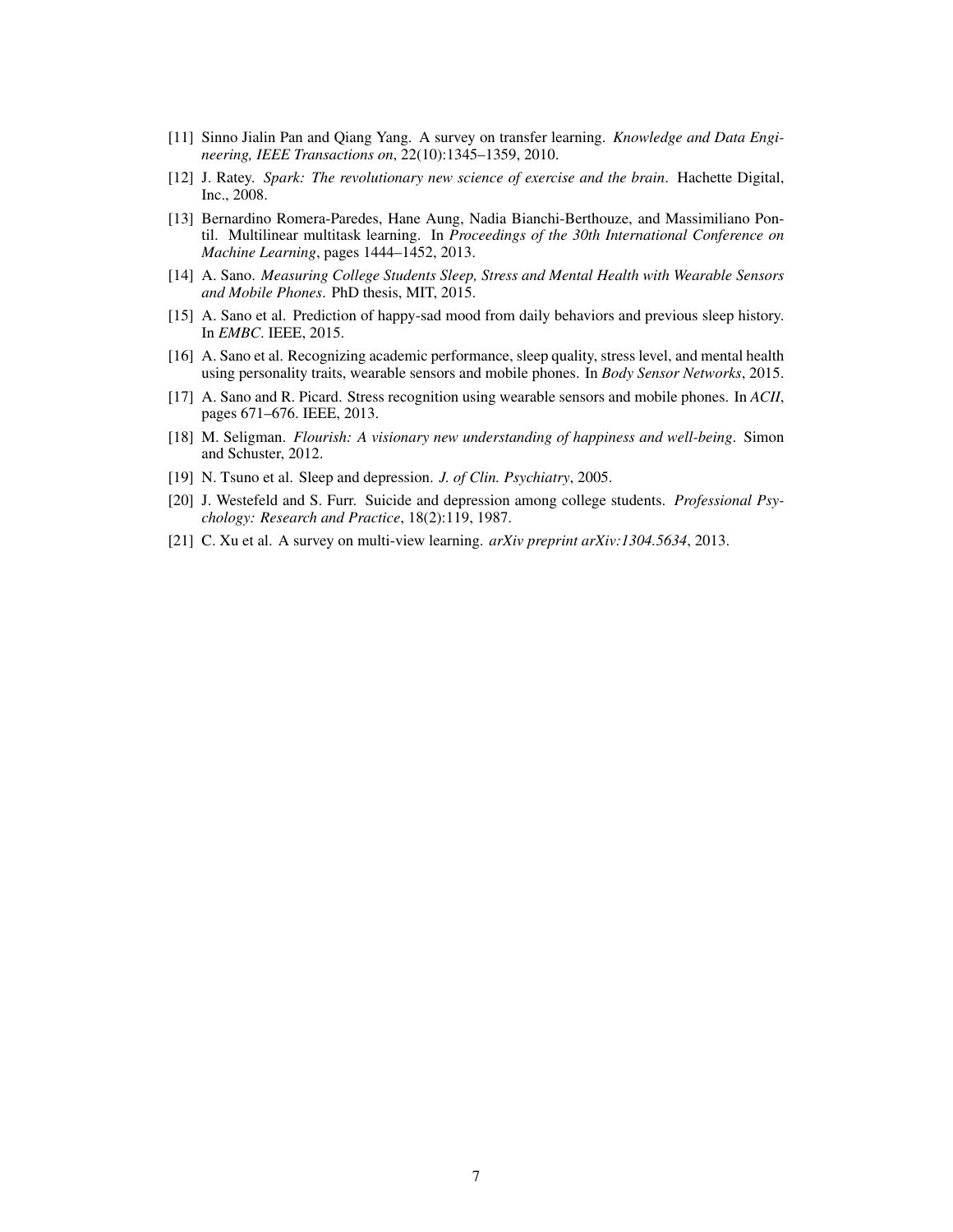[11] Sinno Jialin Pan and Qiang Yang. A survey on transfer learning. *Knowledge and Data Engineering, IEEE Transactions on*, 22(10):1345–1359, 2010.

[12] J. Ratey. *Spark: The revolutionary new science of exercise and the brain*. Hachette Digital, Inc., 2008.

[13] Bernardino Romera-Paredes, Hane Aung, Nadia Bianchi-Berthouze, and Massimiliano Pontil. Multilinear multitask learning. In *Proceedings of the 30th International Conference on Machine Learning*, pages 1444–1452, 2013.

[14] A. Sano. *Measuring College Students Sleep, Stress and Mental Health with Wearable Sensors and Mobile Phones*. PhD thesis, MIT, 2015.

[15] A. Sano et al. Prediction of happy-sad mood from daily behaviors and previous sleep history. In *EMBC*. IEEE, 2015.

[16] A. Sano et al. Recognizing academic performance, sleep quality, stress level, and mental health using personality traits, wearable sensors and mobile phones. In *Body Sensor Networks*, 2015.

[17] A. Sano and R. Picard. Stress recognition using wearable sensors and mobile phones. In *ACII*, pages 671–676. IEEE, 2013.

[18] M. Seligman. *Flourish: A visionary new understanding of happiness and well-being*. Simon and Schuster, 2012.

[19] N. Tsuno et al. Sleep and depression. *J. of Clin. Psychiatry*, 2005.

[20] J. Westefeld and S. Furr. Suicide and depression among college students. *Professional Psychology: Research and Practice*, 18(2):119, 1987.

[21] C. Xu et al. A survey on multi-view learning. *arXiv preprint arXiv:1304.5634*, 2013.